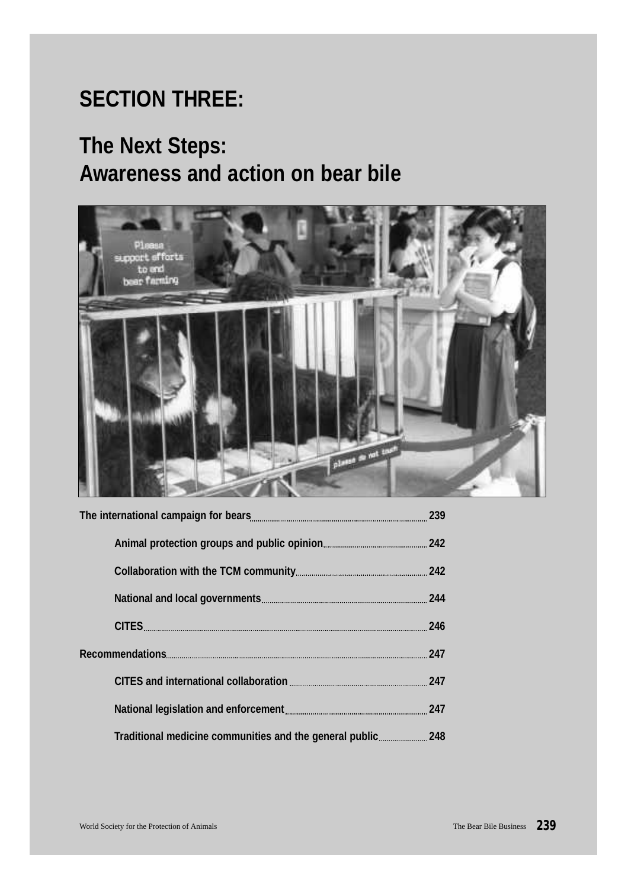# SECTION THREE:

# The Next Steps: Awareness and action on bear bile

The international campaign for bears ........ 239

- Animal protection groups and public opinion ........ 242
- Collaboration with the TCM community ........ 242
- National and local governments ........ 244
- CITES ........ 246

Recommendations ........ 247

- CITES and international collaboration ........ 247
- National legislation and enforcement ........ 247
- Traditional medicine communities and the general public ........ 248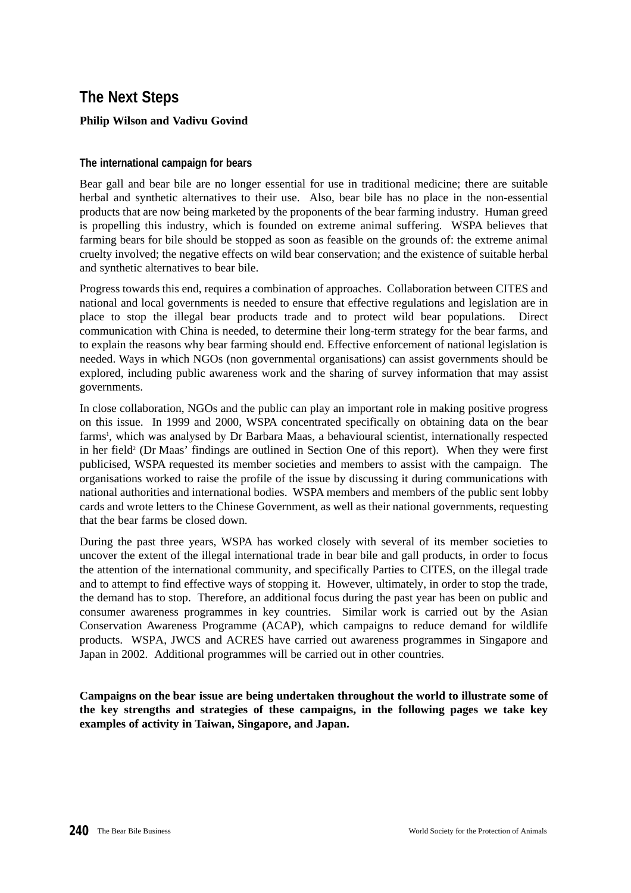# The Next Steps

**Philip Wilson and Vadivu Govind**

## The international campaign for bears

Bear gall and bear bile are no longer essential for use in traditional medicine; there are suitable herbal and synthetic alternatives to their use. Also, bear bile has no place in the non-essential products that are now being marketed by the proponents of the bear farming industry. Human greed is propelling this industry, which is founded on extreme animal suffering. WSPA believes that farming bears for bile should be stopped as soon as feasible on the grounds of: the extreme animal cruelty involved; the negative effects on wild bear conservation; and the existence of suitable herbal and synthetic alternatives to bear bile.

Progress towards this end, requires a combination of approaches. Collaboration between CITES and national and local governments is needed to ensure that effective regulations and legislation are in place to stop the illegal bear products trade and to protect wild bear populations. Direct communication with China is needed, to determine their long-term strategy for the bear farms, and to explain the reasons why bear farming should end. Effective enforcement of national legislation is needed. Ways in which NGOs (non governmental organisations) can assist governments should be explored, including public awareness work and the sharing of survey information that may assist governments.

In close collaboration, NGOs and the public can play an important role in making positive progress on this issue. In 1999 and 2000, WSPA concentrated specifically on obtaining data on the bear farms[1], which was analysed by Dr Barbara Maas, a behavioural scientist, internationally respected in her field[2] (Dr Maas' findings are outlined in Section One of this report). When they were first publicised, WSPA requested its member societies and members to assist with the campaign. The organisations worked to raise the profile of the issue by discussing it during communications with national authorities and international bodies. WSPA members and members of the public sent lobby cards and wrote letters to the Chinese Government, as well as their national governments, requesting that the bear farms be closed down.

During the past three years, WSPA has worked closely with several of its member societies to uncover the extent of the illegal international trade in bear bile and gall products, in order to focus the attention of the international community, and specifically Parties to CITES, on the illegal trade and to attempt to find effective ways of stopping it. However, ultimately, in order to stop the trade, the demand has to stop. Therefore, an additional focus during the past year has been on public and consumer awareness programmes in key countries. Similar work is carried out by the Asian Conservation Awareness Programme (ACAP), which campaigns to reduce demand for wildlife products. WSPA, JWCS and ACRES have carried out awareness programmes in Singapore and Japan in 2002. Additional programmes will be carried out in other countries.

**Campaigns on the bear issue are being undertaken throughout the world to illustrate some of the key strengths and strategies of these campaigns, in the following pages we take key examples of activity in Taiwan, Singapore, and Japan.**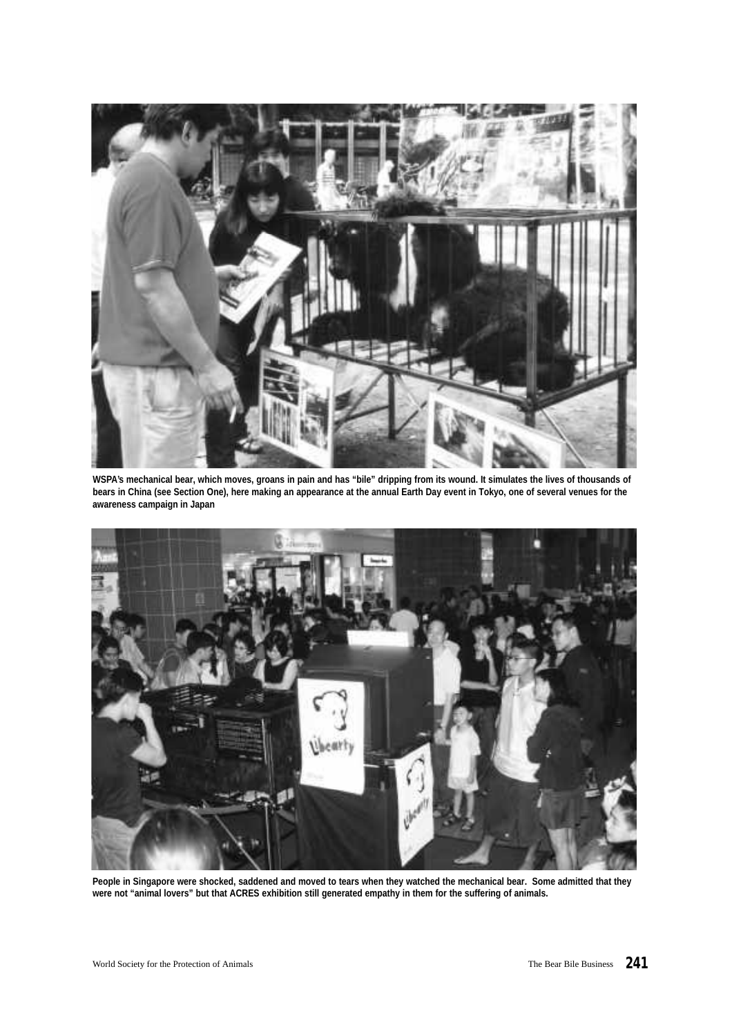WSPA's mechanical bear, which moves, groans in pain and has "bile" dripping from its wound. It simulates the lives of thousands of bears in China (see Section One), here making an appearance at the annual Earth Day event in Tokyo, one of several venues for the awareness campaign in Japan

People in Singapore were shocked, saddened and moved to tears when they watched the mechanical bear. Some admitted that they were not "animal lovers" but that ACRES exhibition still generated empathy in them for the suffering of animals.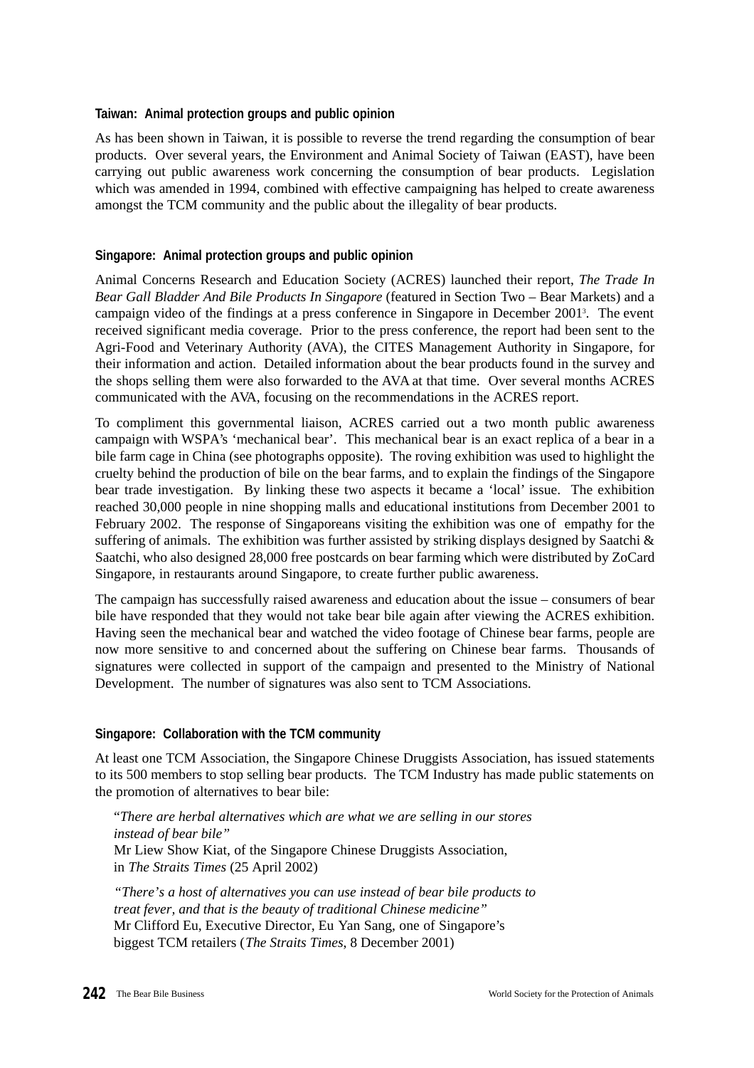### Taiwan: Animal protection groups and public opinion

As has been shown in Taiwan, it is possible to reverse the trend regarding the consumption of bear products. Over several years, the Environment and Animal Society of Taiwan (EAST), have been carrying out public awareness work concerning the consumption of bear products. Legislation which was amended in 1994, combined with effective campaigning has helped to create awareness amongst the TCM community and the public about the illegality of bear products.

### Singapore: Animal protection groups and public opinion

Animal Concerns Research and Education Society (ACRES) launched their report, *The Trade In Bear Gall Bladder And Bile Products In Singapore* (featured in Section Two – Bear Markets) and a campaign video of the findings at a press conference in Singapore in December 2001[3]. The event received significant media coverage. Prior to the press conference, the report had been sent to the Agri-Food and Veterinary Authority (AVA), the CITES Management Authority in Singapore, for their information and action. Detailed information about the bear products found in the survey and the shops selling them were also forwarded to the AVA at that time. Over several months ACRES communicated with the AVA, focusing on the recommendations in the ACRES report.

To compliment this governmental liaison, ACRES carried out a two month public awareness campaign with WSPA's 'mechanical bear'. This mechanical bear is an exact replica of a bear in a bile farm cage in China (see photographs opposite). The roving exhibition was used to highlight the cruelty behind the production of bile on the bear farms, and to explain the findings of the Singapore bear trade investigation. By linking these two aspects it became a 'local' issue. The exhibition reached 30,000 people in nine shopping malls and educational institutions from December 2001 to February 2002. The response of Singaporeans visiting the exhibition was one of empathy for the suffering of animals. The exhibition was further assisted by striking displays designed by Saatchi & Saatchi, who also designed 28,000 free postcards on bear farming which were distributed by ZoCard Singapore, in restaurants around Singapore, to create further public awareness.

The campaign has successfully raised awareness and education about the issue – consumers of bear bile have responded that they would not take bear bile again after viewing the ACRES exhibition. Having seen the mechanical bear and watched the video footage of Chinese bear farms, people are now more sensitive to and concerned about the suffering on Chinese bear farms. Thousands of signatures were collected in support of the campaign and presented to the Ministry of National Development. The number of signatures was also sent to TCM Associations.

### Singapore: Collaboration with the TCM community

At least one TCM Association, the Singapore Chinese Druggists Association, has issued statements to its 500 members to stop selling bear products. The TCM Industry has made public statements on the promotion of alternatives to bear bile:

> "*There are herbal alternatives which are what we are selling in our stores instead of bear bile"*
> Mr Liew Show Kiat, of the Singapore Chinese Druggists Association, in *The Straits Times* (25 April 2002)

> *"There's a host of alternatives you can use instead of bear bile products to treat fever, and that is the beauty of traditional Chinese medicine"*
> Mr Clifford Eu, Executive Director, Eu Yan Sang, one of Singapore's biggest TCM retailers (*The Straits Times*, 8 December 2001)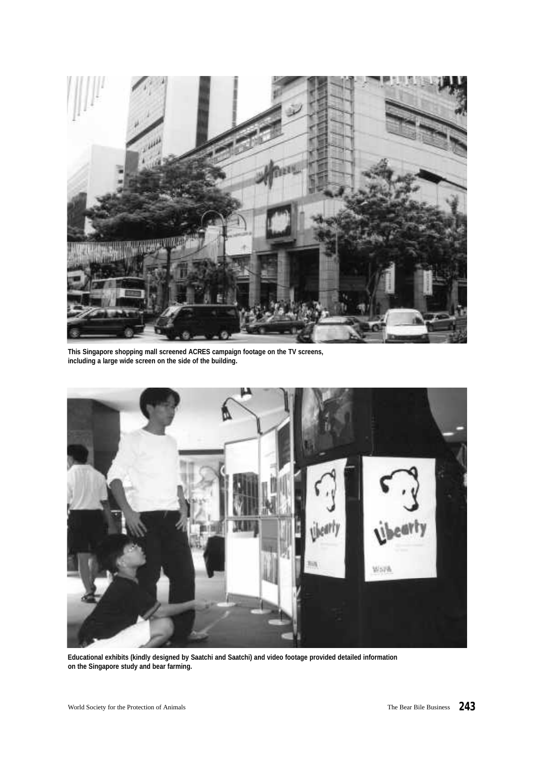This Singapore shopping mall screened ACRES campaign footage on the TV screens, including a large wide screen on the side of the building.

Educational exhibits (kindly designed by Saatchi and Saatchi) and video footage provided detailed information on the Singapore study and bear farming.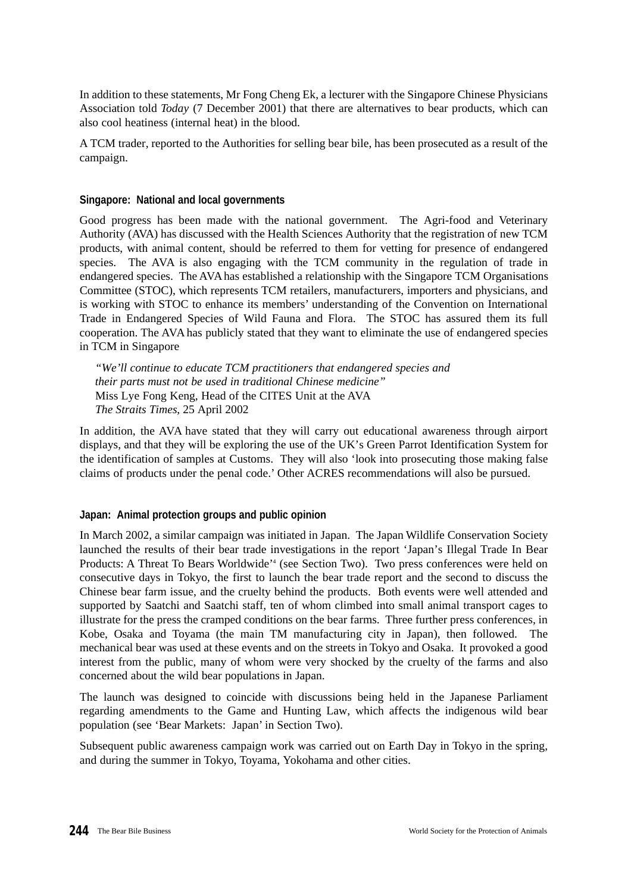In addition to these statements, Mr Fong Cheng Ek, a lecturer with the Singapore Chinese Physicians Association told *Today* (7 December 2001) that there are alternatives to bear products, which can also cool heatiness (internal heat) in the blood.

A TCM trader, reported to the Authorities for selling bear bile, has been prosecuted as a result of the campaign.

#### Singapore: National and local governments

Good progress has been made with the national government. The Agri-food and Veterinary Authority (AVA) has discussed with the Health Sciences Authority that the registration of new TCM products, with animal content, should be referred to them for vetting for presence of endangered species. The AVA is also engaging with the TCM community in the regulation of trade in endangered species. The AVA has established a relationship with the Singapore TCM Organisations Committee (STOC), which represents TCM retailers, manufacturers, importers and physicians, and is working with STOC to enhance its members' understanding of the Convention on International Trade in Endangered Species of Wild Fauna and Flora. The STOC has assured them its full cooperation. The AVA has publicly stated that they want to eliminate the use of endangered species in TCM in Singapore

> *"We'll continue to educate TCM practitioners that endangered species and their parts must not be used in traditional Chinese medicine"*
> Miss Lye Fong Keng, Head of the CITES Unit at the AVA
> *The Straits Times*, 25 April 2002

In addition, the AVA have stated that they will carry out educational awareness through airport displays, and that they will be exploring the use of the UK's Green Parrot Identification System for the identification of samples at Customs. They will also 'look into prosecuting those making false claims of products under the penal code.' Other ACRES recommendations will also be pursued.

#### Japan: Animal protection groups and public opinion

In March 2002, a similar campaign was initiated in Japan. The Japan Wildlife Conservation Society launched the results of their bear trade investigations in the report 'Japan's Illegal Trade In Bear Products: A Threat To Bears Worldwide'[4] (see Section Two). Two press conferences were held on consecutive days in Tokyo, the first to launch the bear trade report and the second to discuss the Chinese bear farm issue, and the cruelty behind the products. Both events were well attended and supported by Saatchi and Saatchi staff, ten of whom climbed into small animal transport cages to illustrate for the press the cramped conditions on the bear farms. Three further press conferences, in Kobe, Osaka and Toyama (the main TM manufacturing city in Japan), then followed. The mechanical bear was used at these events and on the streets in Tokyo and Osaka. It provoked a good interest from the public, many of whom were very shocked by the cruelty of the farms and also concerned about the wild bear populations in Japan.

The launch was designed to coincide with discussions being held in the Japanese Parliament regarding amendments to the Game and Hunting Law, which affects the indigenous wild bear population (see 'Bear Markets: Japan' in Section Two).

Subsequent public awareness campaign work was carried out on Earth Day in Tokyo in the spring, and during the summer in Tokyo, Toyama, Yokohama and other cities.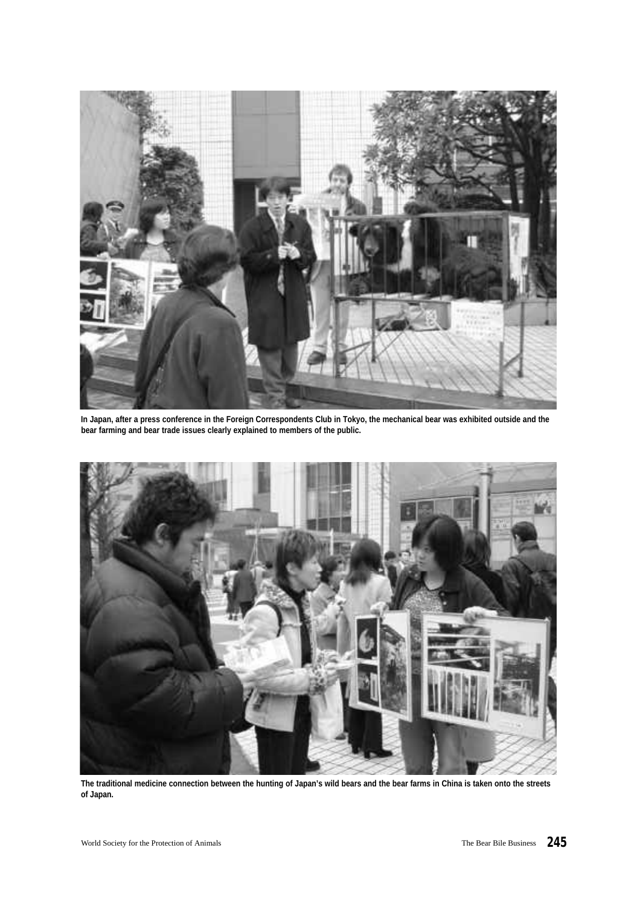In Japan, after a press conference in the Foreign Correspondents Club in Tokyo, the mechanical bear was exhibited outside and the bear farming and bear trade issues clearly explained to members of the public.

The traditional medicine connection between the hunting of Japan's wild bears and the bear farms in China is taken onto the streets of Japan.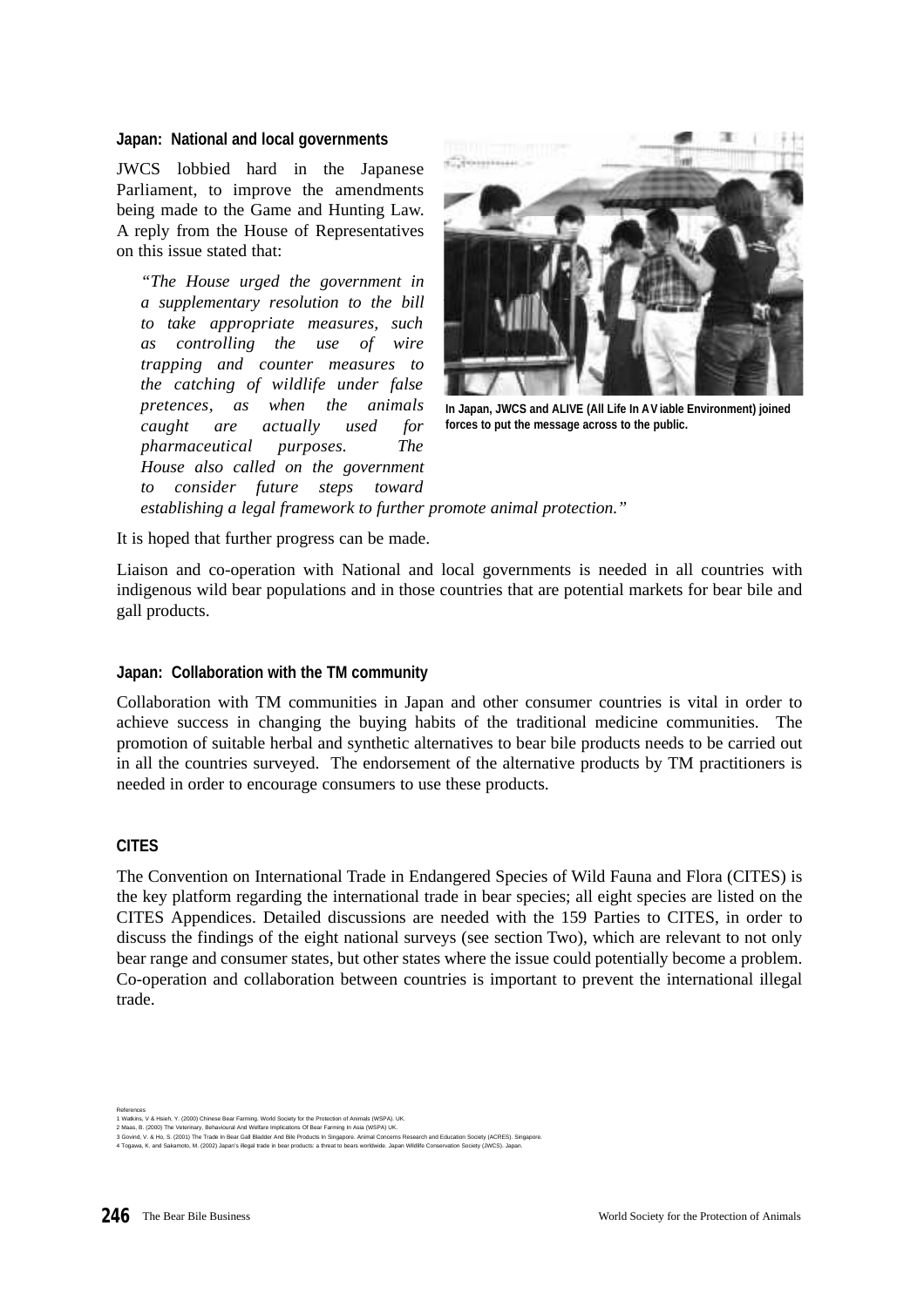### Japan: National and local governments

JWCS lobbied hard in the Japanese Parliament, to improve the amendments being made to the Game and Hunting Law. A reply from the House of Representatives on this issue stated that:

> *"The House urged the government in a supplementary resolution to the bill to take appropriate measures, such as controlling the use of wire trapping and counter measures to the catching of wildlife under false pretences, as when the animals caught are actually used for pharmaceutical purposes. The House also called on the government to consider future steps toward establishing a legal framework to further promote animal protection."*

In Japan, JWCS and ALIVE (All Life In A Viable Environment) joined forces to put the message across to the public.

It is hoped that further progress can be made.

Liaison and co-operation with National and local governments is needed in all countries with indigenous wild bear populations and in those countries that are potential markets for bear bile and gall products.

### Japan: Collaboration with the TM community

Collaboration with TM communities in Japan and other consumer countries is vital in order to achieve success in changing the buying habits of the traditional medicine communities. The promotion of suitable herbal and synthetic alternatives to bear bile products needs to be carried out in all the countries surveyed. The endorsement of the alternative products by TM practitioners is needed in order to encourage consumers to use these products.

### CITES

The Convention on International Trade in Endangered Species of Wild Fauna and Flora (CITES) is the key platform regarding the international trade in bear species; all eight species are listed on the CITES Appendices. Detailed discussions are needed with the 159 Parties to CITES, in order to discuss the findings of the eight national surveys (see section Two), which are relevant to not only bear range and consumer states, but other states where the issue could potentially become a problem. Co-operation and collaboration between countries is important to prevent the international illegal trade.

References
1 Watkins, V & Hsieh, Y. (2000) Chinese Bear Farming. World Society for the Protection of Animals (WSPA). UK.
2 Maas, B. (2000) The Veterinary, Behavioural And Welfare Implications Of Bear Farming In Asia (WSPA) UK.
3 Govind, V. & Ho, S. (2001) The Trade In Bear Gall Bladder And Bile Products In Singapore. Animal Concerns Research and Education Society (ACRES). Singapore.
4 Togawa, K. and Sakamoto, M. (2002) Japan's illegal trade in bear products: a threat to bears worldwide. Japan Wildlife Conservation Society (JWCS). Japan.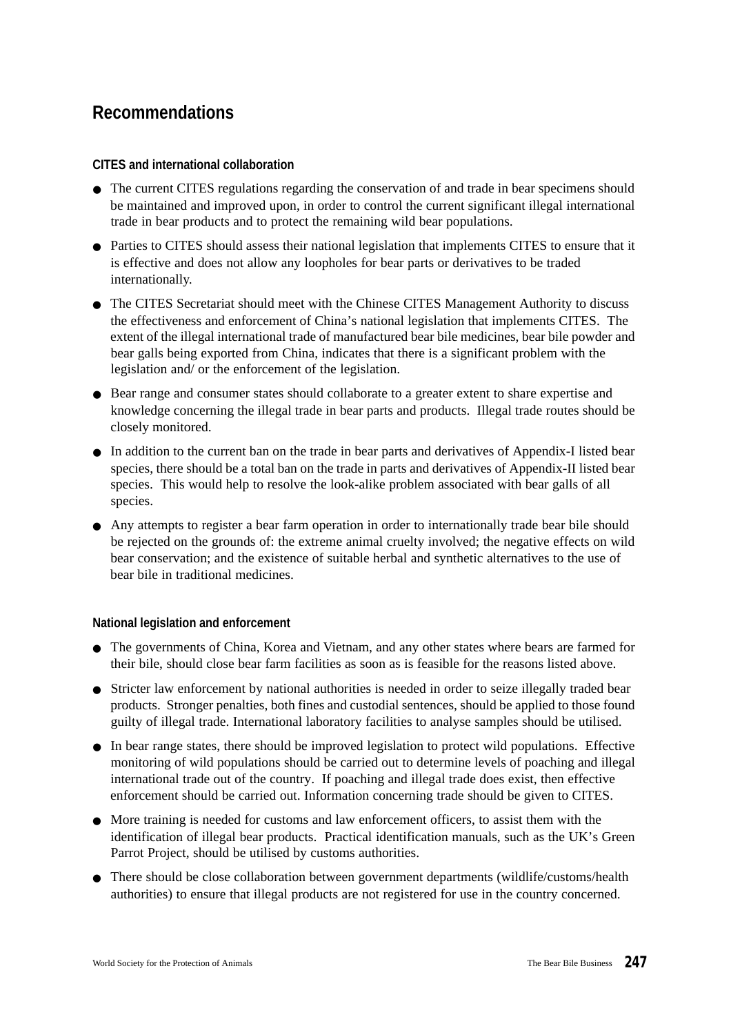## Recommendations

### CITES and international collaboration

- The current CITES regulations regarding the conservation of and trade in bear specimens should be maintained and improved upon, in order to control the current significant illegal international trade in bear products and to protect the remaining wild bear populations.
- Parties to CITES should assess their national legislation that implements CITES to ensure that it is effective and does not allow any loopholes for bear parts or derivatives to be traded internationally.
- The CITES Secretariat should meet with the Chinese CITES Management Authority to discuss the effectiveness and enforcement of China's national legislation that implements CITES. The extent of the illegal international trade of manufactured bear bile medicines, bear bile powder and bear galls being exported from China, indicates that there is a significant problem with the legislation and/ or the enforcement of the legislation.
- Bear range and consumer states should collaborate to a greater extent to share expertise and knowledge concerning the illegal trade in bear parts and products. Illegal trade routes should be closely monitored.
- In addition to the current ban on the trade in bear parts and derivatives of Appendix-I listed bear species, there should be a total ban on the trade in parts and derivatives of Appendix-II listed bear species. This would help to resolve the look-alike problem associated with bear galls of all species.
- Any attempts to register a bear farm operation in order to internationally trade bear bile should be rejected on the grounds of: the extreme animal cruelty involved; the negative effects on wild bear conservation; and the existence of suitable herbal and synthetic alternatives to the use of bear bile in traditional medicines.

### National legislation and enforcement

- The governments of China, Korea and Vietnam, and any other states where bears are farmed for their bile, should close bear farm facilities as soon as is feasible for the reasons listed above.
- Stricter law enforcement by national authorities is needed in order to seize illegally traded bear products. Stronger penalties, both fines and custodial sentences, should be applied to those found guilty of illegal trade. International laboratory facilities to analyse samples should be utilised.
- In bear range states, there should be improved legislation to protect wild populations. Effective monitoring of wild populations should be carried out to determine levels of poaching and illegal international trade out of the country. If poaching and illegal trade does exist, then effective enforcement should be carried out. Information concerning trade should be given to CITES.
- More training is needed for customs and law enforcement officers, to assist them with the identification of illegal bear products. Practical identification manuals, such as the UK's Green Parrot Project, should be utilised by customs authorities.
- There should be close collaboration between government departments (wildlife/customs/health authorities) to ensure that illegal products are not registered for use in the country concerned.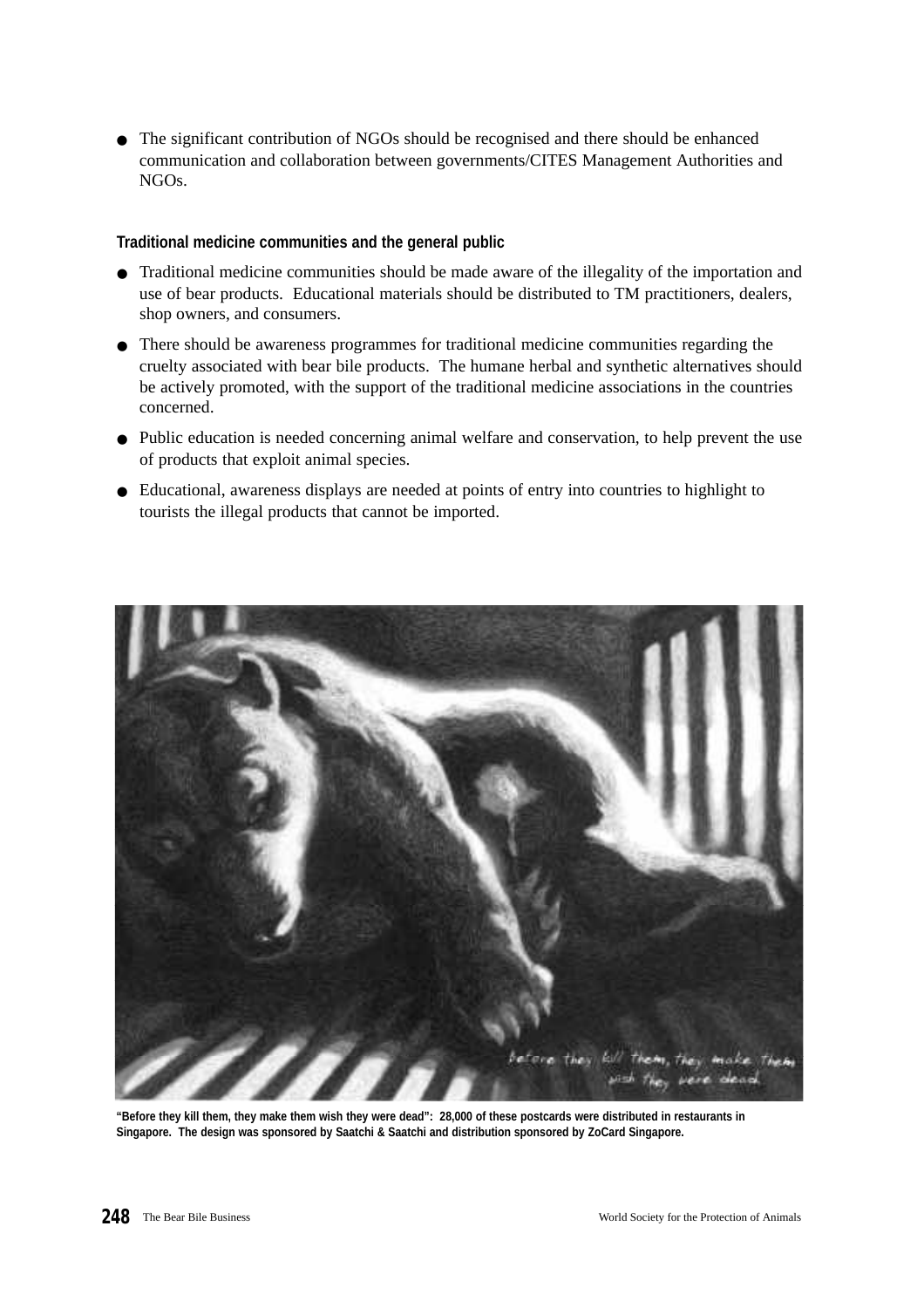- The significant contribution of NGOs should be recognised and there should be enhanced communication and collaboration between governments/CITES Management Authorities and NGOs.

**Traditional medicine communities and the general public**

- Traditional medicine communities should be made aware of the illegality of the importation and use of bear products. Educational materials should be distributed to TM practitioners, dealers, shop owners, and consumers.
- There should be awareness programmes for traditional medicine communities regarding the cruelty associated with bear bile products. The humane herbal and synthetic alternatives should be actively promoted, with the support of the traditional medicine associations in the countries concerned.
- Public education is needed concerning animal welfare and conservation, to help prevent the use of products that exploit animal species.
- Educational, awareness displays are needed at points of entry into countries to highlight to tourists the illegal products that cannot be imported.

**"Before they kill them, they make them wish they were dead": 28,000 of these postcards were distributed in restaurants in Singapore. The design was sponsored by Saatchi & Saatchi and distribution sponsored by ZoCard Singapore.**